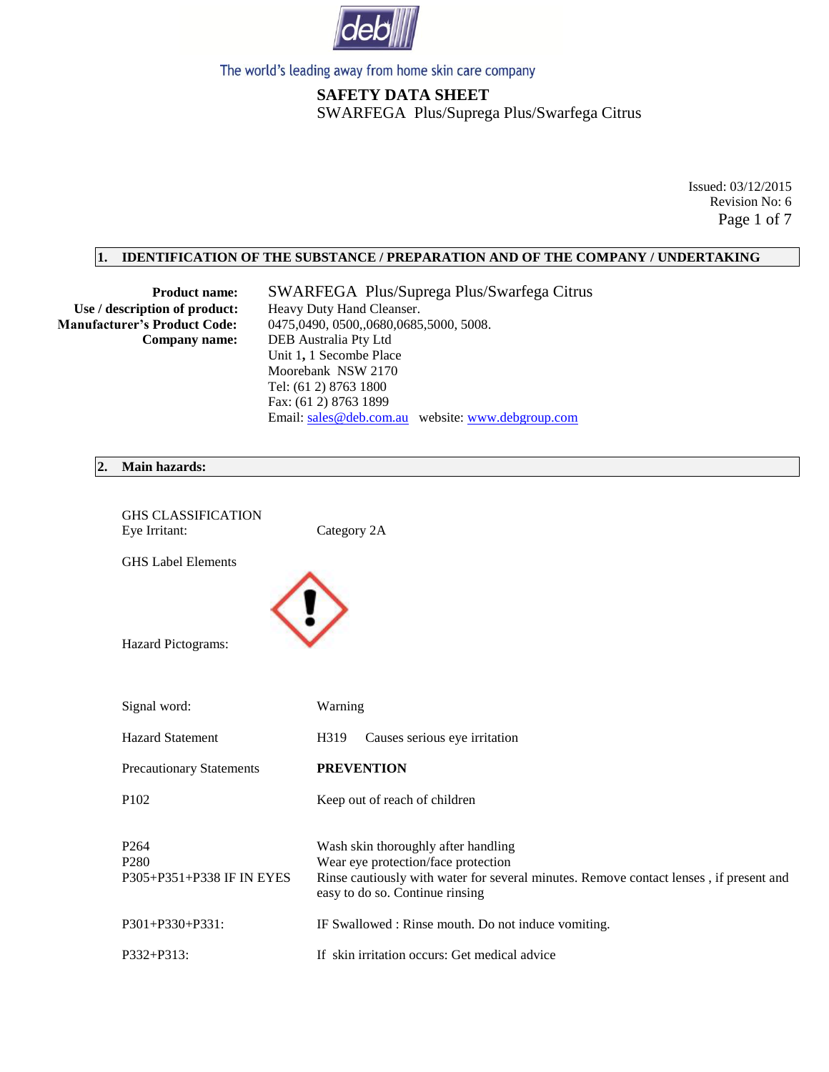The world's leading away from home skin care company

# SAFETY DATA SHEET

SWARFEGA Plus/Suprega Plus/Swarfega Citrus

Issued: 03/12/2015
Revision No: 6

## 1. IDENTIFICATION OF THE SUBSTANCE / PREPARATION AND OF THE COMPANY / UNDERTAKING

**Product name:** SWARFEGA Plus/Suprega Plus/Swarfega Citrus

**Use / description of product:** Heavy Duty Hand Cleanser.

**Manufacturer's Product Code:** 0475,0490, 0500,,0680,0685,5000, 5008.

**Company name:** DEB Australia Pty Ltd
Unit 1, 1 Secombe Place
Moorebank NSW 2170
Tel: (61 2) 8763 1800
Fax: (61 2) 8763 1899
Email: sales@deb.com.au website: www.debgroup.com

## 2. Main hazards:

GHS CLASSIFICATION

Eye Irritant: Category 2A

GHS Label Elements

Hazard Pictograms:

Signal word: Warning

Hazard Statement: H319 Causes serious eye irritation

Precautionary Statements: **PREVENTION**

P102: Keep out of reach of children

P264: Wash skin thoroughly after handling
P280: Wear eye protection/face protection
P305+P351+P338 IF IN EYES: Rinse cautiously with water for several minutes. Remove contact lenses , if present and easy to do so. Continue rinsing

P301+P330+P331: IF Swallowed : Rinse mouth. Do not induce vomiting.

P332+P313: If skin irritation occurs: Get medical advice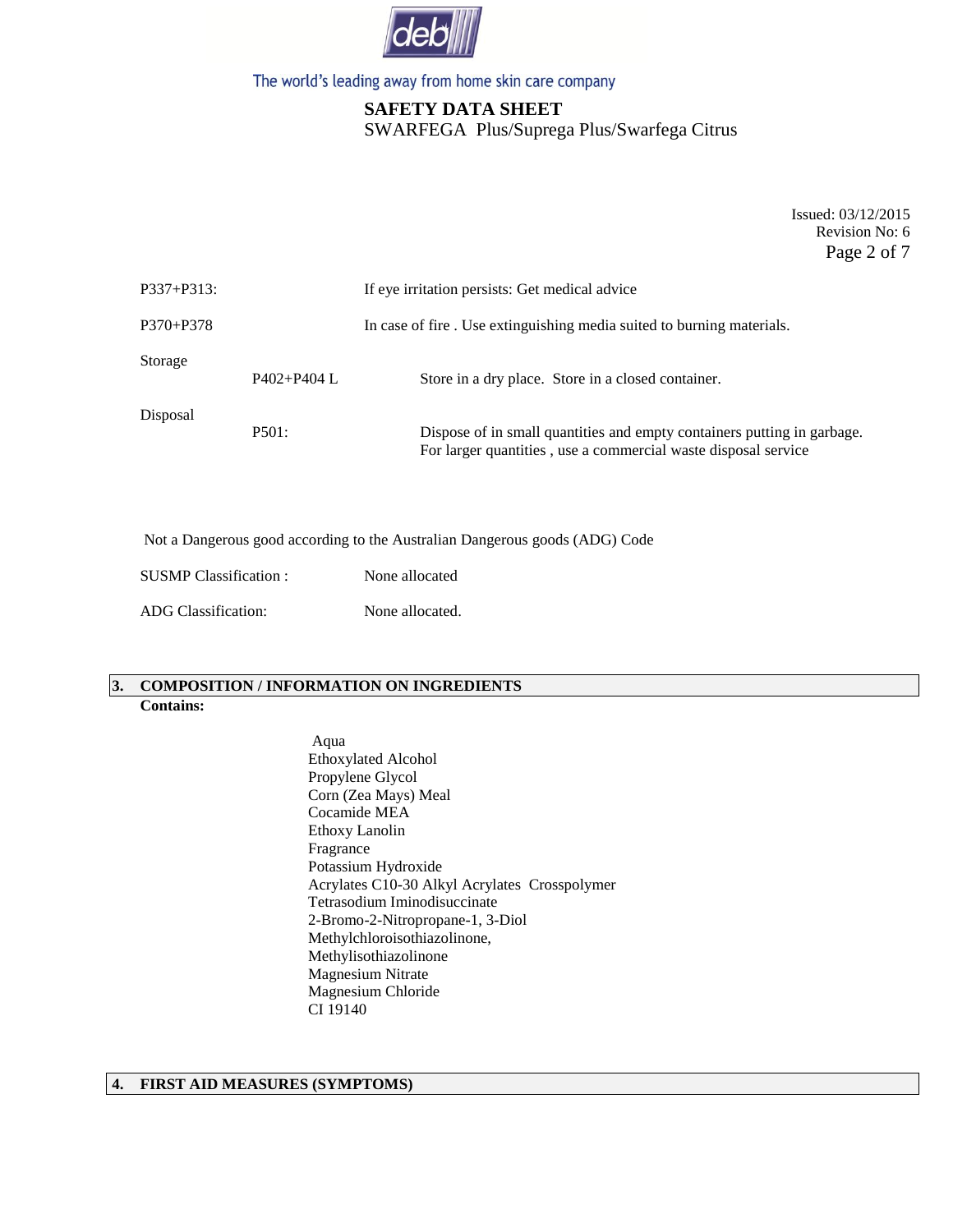| | | |
|---|---|---|
| P337+P313: | | If eye irritation persists: Get medical advice |
| P370+P378 | | In case of fire . Use extinguishing media suited to burning materials. |
| Storage | P402+P404 L | Store in a dry place. Store in a closed container. |
| Disposal | P501: | Dispose of in small quantities and empty containers putting in garbage. For larger quantities , use a commercial waste disposal service |

Not a Dangerous good according to the Australian Dangerous goods (ADG) Code

| | |
|---|---|
| SUSMP Classification : | None allocated |
| ADG Classification: | None allocated. |

## 3. COMPOSITION / INFORMATION ON INGREDIENTS

**Contains:**

Aqua
Ethoxylated Alcohol
Propylene Glycol
Corn (Zea Mays) Meal
Cocamide MEA
Ethoxy Lanolin
Fragrance
Potassium Hydroxide
Acrylates C10-30 Alkyl Acrylates Crosspolymer
Tetrasodium Iminodisuccinate
2-Bromo-2-Nitropropane-1, 3-Diol
Methylchloroisothiazolinone,
Methylisothiazolinone
Magnesium Nitrate
Magnesium Chloride
CI 19140

## 4. FIRST AID MEASURES (SYMPTOMS)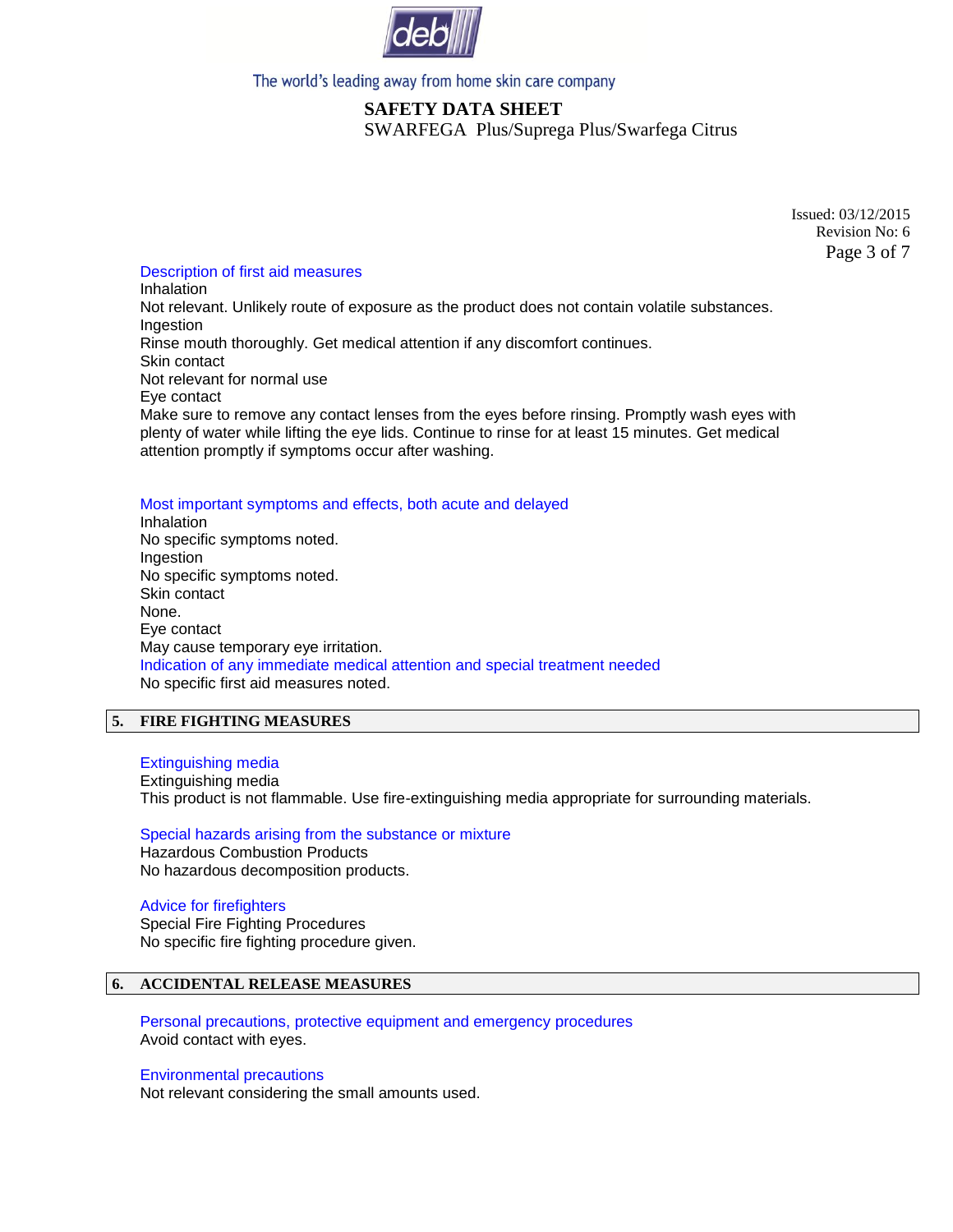### Description of first aid measures

Inhalation

Not relevant. Unlikely route of exposure as the product does not contain volatile substances.

Ingestion

Rinse mouth thoroughly. Get medical attention if any discomfort continues.

Skin contact

Not relevant for normal use

Eye contact

Make sure to remove any contact lenses from the eyes before rinsing. Promptly wash eyes with plenty of water while lifting the eye lids. Continue to rinse for at least 15 minutes. Get medical attention promptly if symptoms occur after washing.

### Most important symptoms and effects, both acute and delayed

Inhalation

No specific symptoms noted.

Ingestion

No specific symptoms noted.

Skin contact

None.

Eye contact

May cause temporary eye irritation.

### Indication of any immediate medical attention and special treatment needed

No specific first aid measures noted.

## 5. FIRE FIGHTING MEASURES

### Extinguishing media

Extinguishing media

This product is not flammable. Use fire-extinguishing media appropriate for surrounding materials.

### Special hazards arising from the substance or mixture

Hazardous Combustion Products

No hazardous decomposition products.

### Advice for firefighters

Special Fire Fighting Procedures

No specific fire fighting procedure given.

## 6. ACCIDENTAL RELEASE MEASURES

### Personal precautions, protective equipment and emergency procedures

Avoid contact with eyes.

### Environmental precautions

Not relevant considering the small amounts used.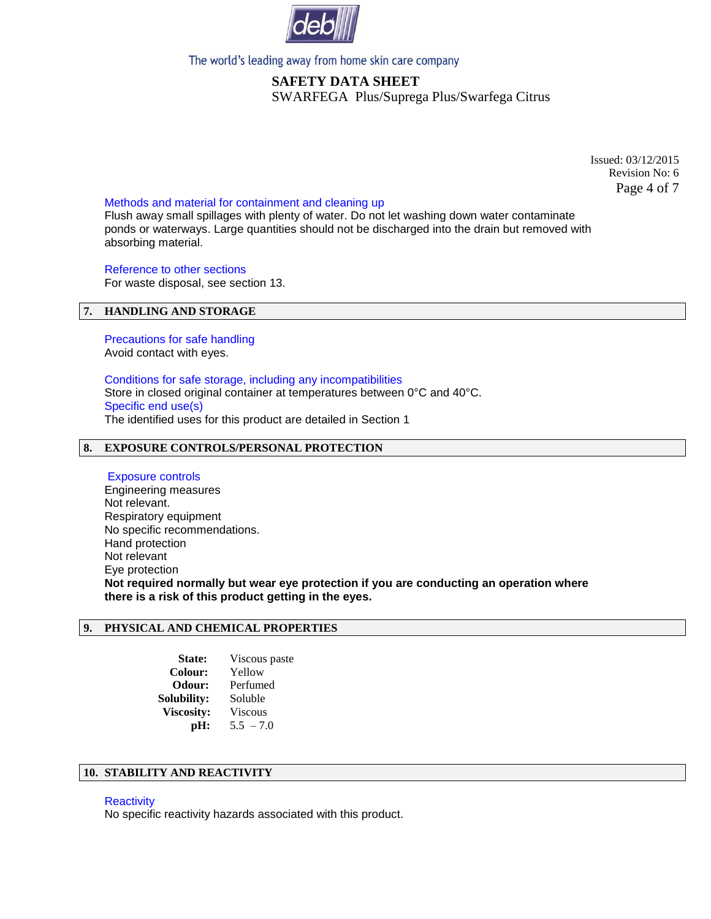### Methods and material for containment and cleaning up

Flush away small spillages with plenty of water. Do not let washing down water contaminate ponds or waterways. Large quantities should not be discharged into the drain but removed with absorbing material.

### Reference to other sections

For waste disposal, see section 13.

## 7. HANDLING AND STORAGE

### Precautions for safe handling

Avoid contact with eyes.

### Conditions for safe storage, including any incompatibilities

Store in closed original container at temperatures between 0°C and 40°C.

### Specific end use(s)

The identified uses for this product are detailed in Section 1

## 8. EXPOSURE CONTROLS/PERSONAL PROTECTION

### Exposure controls

Engineering measures
Not relevant.
Respiratory equipment
No specific recommendations.
Hand protection
Not relevant
Eye protection
**Not required normally but wear eye protection if you are conducting an operation where there is a risk of this product getting in the eyes.**

## 9. PHYSICAL AND CHEMICAL PROPERTIES

| | |
|---|---|
| **State:** | Viscous paste |
| **Colour:** | Yellow |
| **Odour:** | Perfumed |
| **Solubility:** | Soluble |
| **Viscosity:** | Viscous |
| **pH:** | 5.5 – 7.0 |

## 10. STABILITY AND REACTIVITY

### Reactivity

No specific reactivity hazards associated with this product.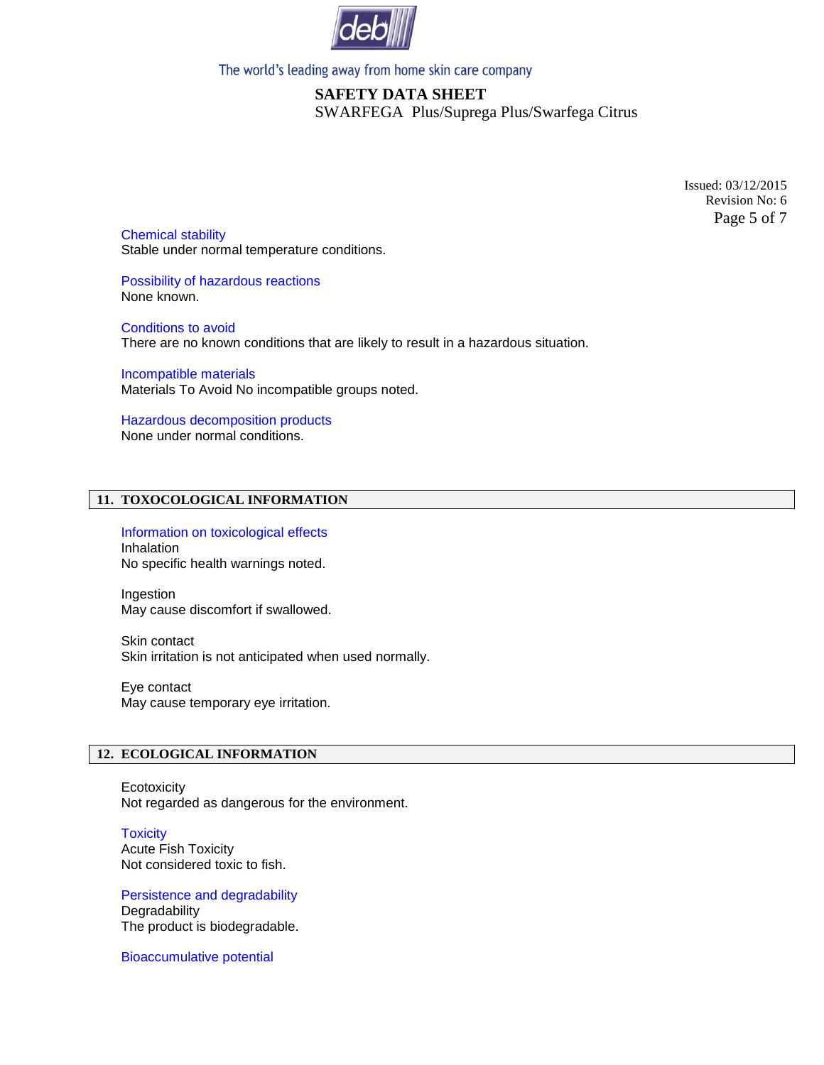### Chemical stability

Stable under normal temperature conditions.

### Possibility of hazardous reactions

None known.

### Conditions to avoid

There are no known conditions that are likely to result in a hazardous situation.

### Incompatible materials

Materials To Avoid No incompatible groups noted.

### Hazardous decomposition products

None under normal conditions.

## 11. TOXOCOLOGICAL INFORMATION

### Information on toxicological effects

Inhalation
No specific health warnings noted.

Ingestion
May cause discomfort if swallowed.

Skin contact
Skin irritation is not anticipated when used normally.

Eye contact
May cause temporary eye irritation.

## 12. ECOLOGICAL INFORMATION

Ecotoxicity
Not regarded as dangerous for the environment.

### Toxicity

Acute Fish Toxicity
Not considered toxic to fish.

### Persistence and degradability

Degradability
The product is biodegradable.

### Bioaccumulative potential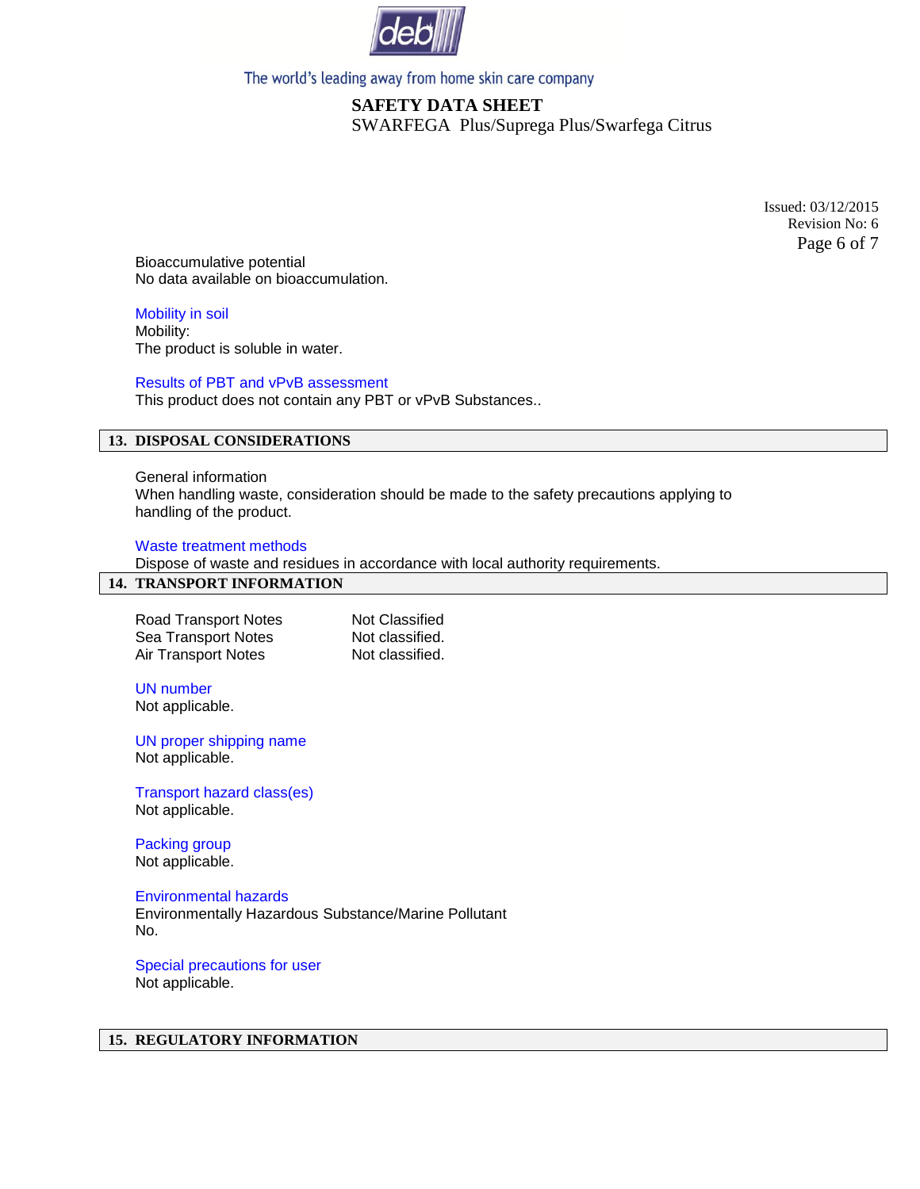Bioaccumulative potential
No data available on bioaccumulation.

Mobility in soil
Mobility:
The product is soluble in water.

Results of PBT and vPvB assessment
This product does not contain any PBT or vPvB Substances..

## 13. DISPOSAL CONSIDERATIONS

General information
When handling waste, consideration should be made to the safety precautions applying to handling of the product.

Waste treatment methods
Dispose of waste and residues in accordance with local authority requirements.

## 14. TRANSPORT INFORMATION

| | |
|---|---|
| Road Transport Notes | Not Classified |
| Sea Transport Notes | Not classified. |
| Air Transport Notes | Not classified. |

UN number
Not applicable.

UN proper shipping name
Not applicable.

Transport hazard class(es)
Not applicable.

Packing group
Not applicable.

Environmental hazards
Environmentally Hazardous Substance/Marine Pollutant
No.

Special precautions for user
Not applicable.

## 15. REGULATORY INFORMATION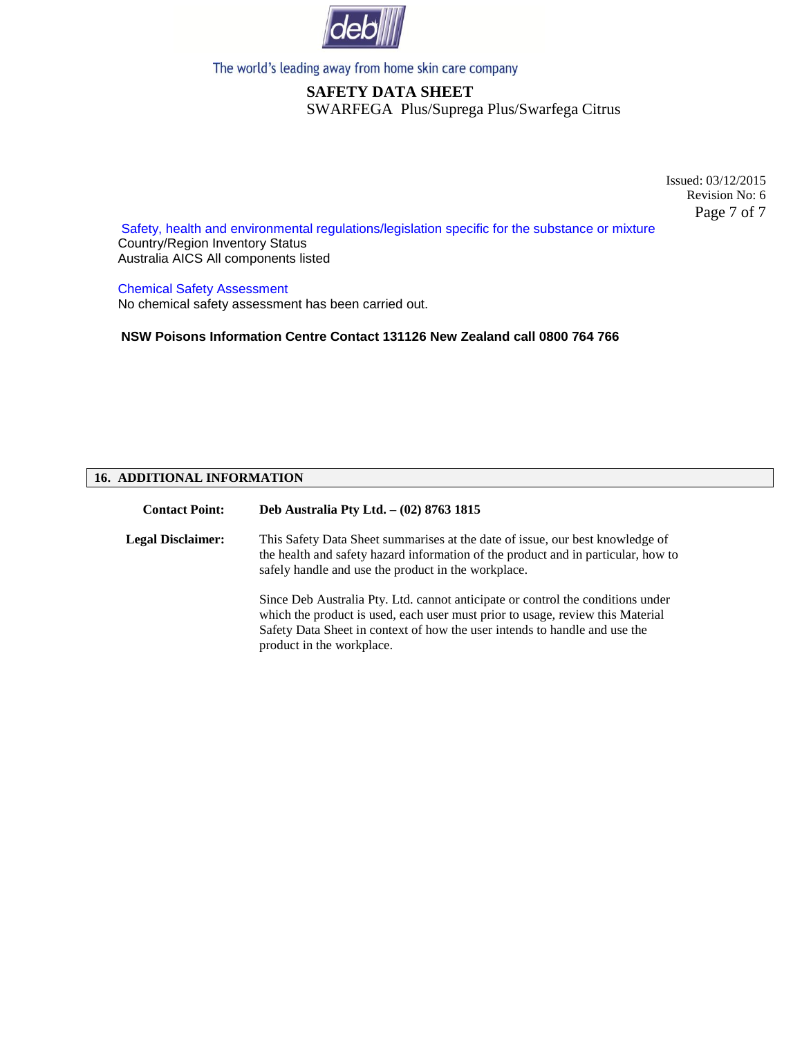Safety, health and environmental regulations/legislation specific for the substance or mixture

Country/Region Inventory Status

Australia AICS All components listed

Chemical Safety Assessment

No chemical safety assessment has been carried out.

**NSW Poisons Information Centre Contact 131126 New Zealand call 0800 764 766**

## 16. ADDITIONAL INFORMATION

**Contact Point:** **Deb Australia Pty Ltd. – (02) 8763 1815**

**Legal Disclaimer:** This Safety Data Sheet summarises at the date of issue, our best knowledge of the health and safety hazard information of the product and in particular, how to safely handle and use the product in the workplace.

Since Deb Australia Pty. Ltd. cannot anticipate or control the conditions under which the product is used, each user must prior to usage, review this Material Safety Data Sheet in context of how the user intends to handle and use the product in the workplace.